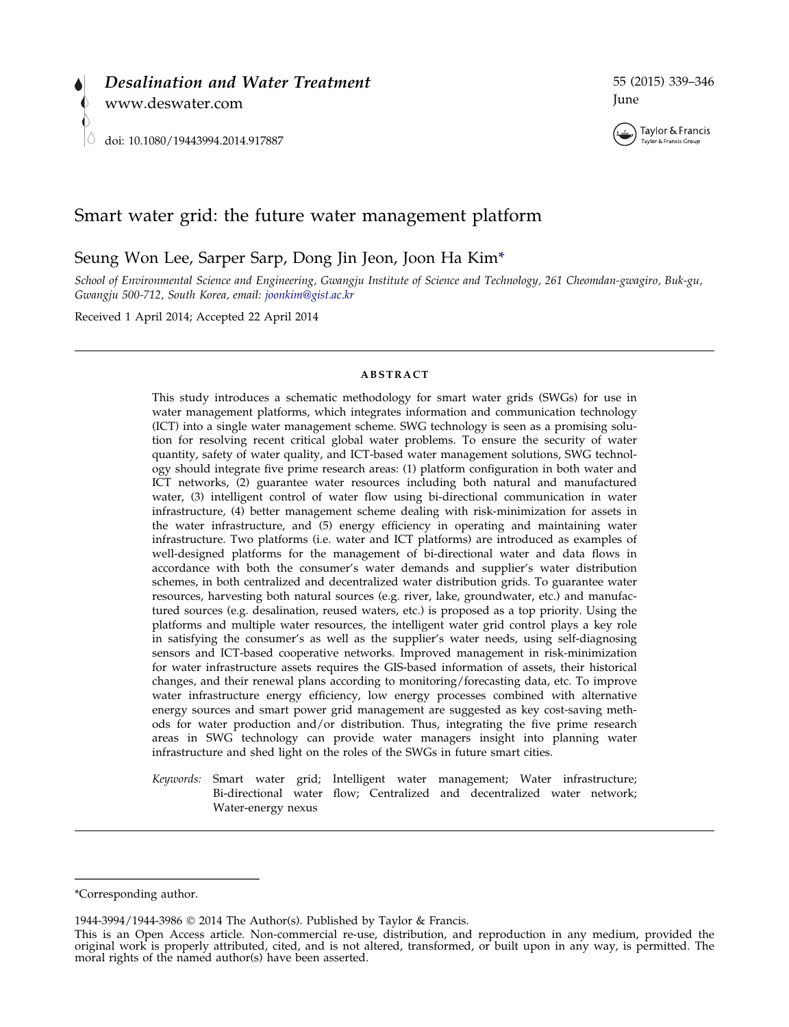# Smart water grid: the future water management platform

Seung Won Lee, Sarper Sarp, Dong Jin Jeon, Joon Ha Kim*

*School of Environmental Science and Engineering, Gwangju Institute of Science and Technology, 261 Cheomdan-gwagiro, Buk-gu, Gwangju 500-712, South Korea, email: joonkim@gist.ac.kr*

Received 1 April 2014; Accepted 22 April 2014

## ABSTRACT

This study introduces a schematic methodology for smart water grids (SWGs) for use in water management platforms, which integrates information and communication technology (ICT) into a single water management scheme. SWG technology is seen as a promising solution for resolving recent critical global water problems. To ensure the security of water quantity, safety of water quality, and ICT-based water management solutions, SWG technology should integrate five prime research areas: (1) platform configuration in both water and ICT networks, (2) guarantee water resources including both natural and manufactured water, (3) intelligent control of water flow using bi-directional communication in water infrastructure, (4) better management scheme dealing with risk-minimization for assets in the water infrastructure, and (5) energy efficiency in operating and maintaining water infrastructure. Two platforms (i.e. water and ICT platforms) are introduced as examples of well-designed platforms for the management of bi-directional water and data flows in accordance with both the consumer's water demands and supplier's water distribution schemes, in both centralized and decentralized water distribution grids. To guarantee water resources, harvesting both natural sources (e.g. river, lake, groundwater, etc.) and manufactured sources (e.g. desalination, reused waters, etc.) is proposed as a top priority. Using the platforms and multiple water resources, the intelligent water grid control plays a key role in satisfying the consumer's as well as the supplier's water needs, using self-diagnosing sensors and ICT-based cooperative networks. Improved management in risk-minimization for water infrastructure assets requires the GIS-based information of assets, their historical changes, and their renewal plans according to monitoring/forecasting data, etc. To improve water infrastructure energy efficiency, low energy processes combined with alternative energy sources and smart power grid management are suggested as key cost-saving methods for water production and/or distribution. Thus, integrating the five prime research areas in SWG technology can provide water managers insight into planning water infrastructure and shed light on the roles of the SWGs in future smart cities.

*Keywords:* Smart water grid; Intelligent water management; Water infrastructure; Bi-directional water flow; Centralized and decentralized water network; Water-energy nexus

---

*Corresponding author.

1944-3994/1944-3986 © 2014 The Author(s). Published by Taylor & Francis.

This is an Open Access article. Non-commercial re-use, distribution, and reproduction in any medium, provided the original work is properly attributed, cited, and is not altered, transformed, or built upon in any way, is permitted. The moral rights of the named author(s) have been asserted.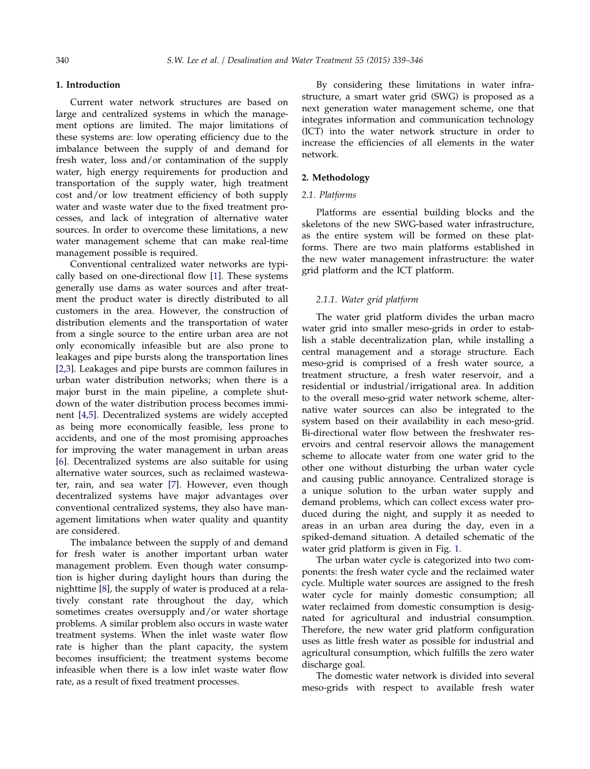## 1. Introduction

Current water network structures are based on large and centralized systems in which the management options are limited. The major limitations of these systems are: low operating efficiency due to the imbalance between the supply of and demand for fresh water, loss and/or contamination of the supply water, high energy requirements for production and transportation of the supply water, high treatment cost and/or low treatment efficiency of both supply water and waste water due to the fixed treatment processes, and lack of integration of alternative water sources. In order to overcome these limitations, a new water management scheme that can make real-time management possible is required.

Conventional centralized water networks are typically based on one-directional flow [1]. These systems generally use dams as water sources and after treatment the product water is directly distributed to all customers in the area. However, the construction of distribution elements and the transportation of water from a single source to the entire urban area are not only economically infeasible but are also prone to leakages and pipe bursts along the transportation lines [2,3]. Leakages and pipe bursts are common failures in urban water distribution networks; when there is a major burst in the main pipeline, a complete shutdown of the water distribution process becomes imminent [4,5]. Decentralized systems are widely accepted as being more economically feasible, less prone to accidents, and one of the most promising approaches for improving the water management in urban areas [6]. Decentralized systems are also suitable for using alternative water sources, such as reclaimed wastewater, rain, and sea water [7]. However, even though decentralized systems have major advantages over conventional centralized systems, they also have management limitations when water quality and quantity are considered.

The imbalance between the supply of and demand for fresh water is another important urban water management problem. Even though water consumption is higher during daylight hours than during the nighttime [8], the supply of water is produced at a relatively constant rate throughout the day, which sometimes creates oversupply and/or water shortage problems. A similar problem also occurs in waste water treatment systems. When the inlet waste water flow rate is higher than the plant capacity, the system becomes insufficient; the treatment systems become infeasible when there is a low inlet waste water flow rate, as a result of fixed treatment processes.

By considering these limitations in water infrastructure, a smart water grid (SWG) is proposed as a next generation water management scheme, one that integrates information and communication technology (ICT) into the water network structure in order to increase the efficiencies of all elements in the water network.

## 2. Methodology

### *2.1. Platforms*

Platforms are essential building blocks and the skeletons of the new SWG-based water infrastructure, as the entire system will be formed on these platforms. There are two main platforms established in the new water management infrastructure: the water grid platform and the ICT platform.

#### *2.1.1. Water grid platform*

The water grid platform divides the urban macro water grid into smaller meso-grids in order to establish a stable decentralization plan, while installing a central management and a storage structure. Each meso-grid is comprised of a fresh water source, a treatment structure, a fresh water reservoir, and a residential or industrial/irrigational area. In addition to the overall meso-grid water network scheme, alternative water sources can also be integrated to the system based on their availability in each meso-grid. Bi-directional water flow between the freshwater reservoirs and central reservoir allows the management scheme to allocate water from one water grid to the other one without disturbing the urban water cycle and causing public annoyance. Centralized storage is a unique solution to the urban water supply and demand problems, which can collect excess water produced during the night, and supply it as needed to areas in an urban area during the day, even in a spiked-demand situation. A detailed schematic of the water grid platform is given in Fig. 1.

The urban water cycle is categorized into two components: the fresh water cycle and the reclaimed water cycle. Multiple water sources are assigned to the fresh water cycle for mainly domestic consumption; all water reclaimed from domestic consumption is designated for agricultural and industrial consumption. Therefore, the new water grid platform configuration uses as little fresh water as possible for industrial and agricultural consumption, which fulfills the zero water discharge goal.

The domestic water network is divided into several meso-grids with respect to available fresh water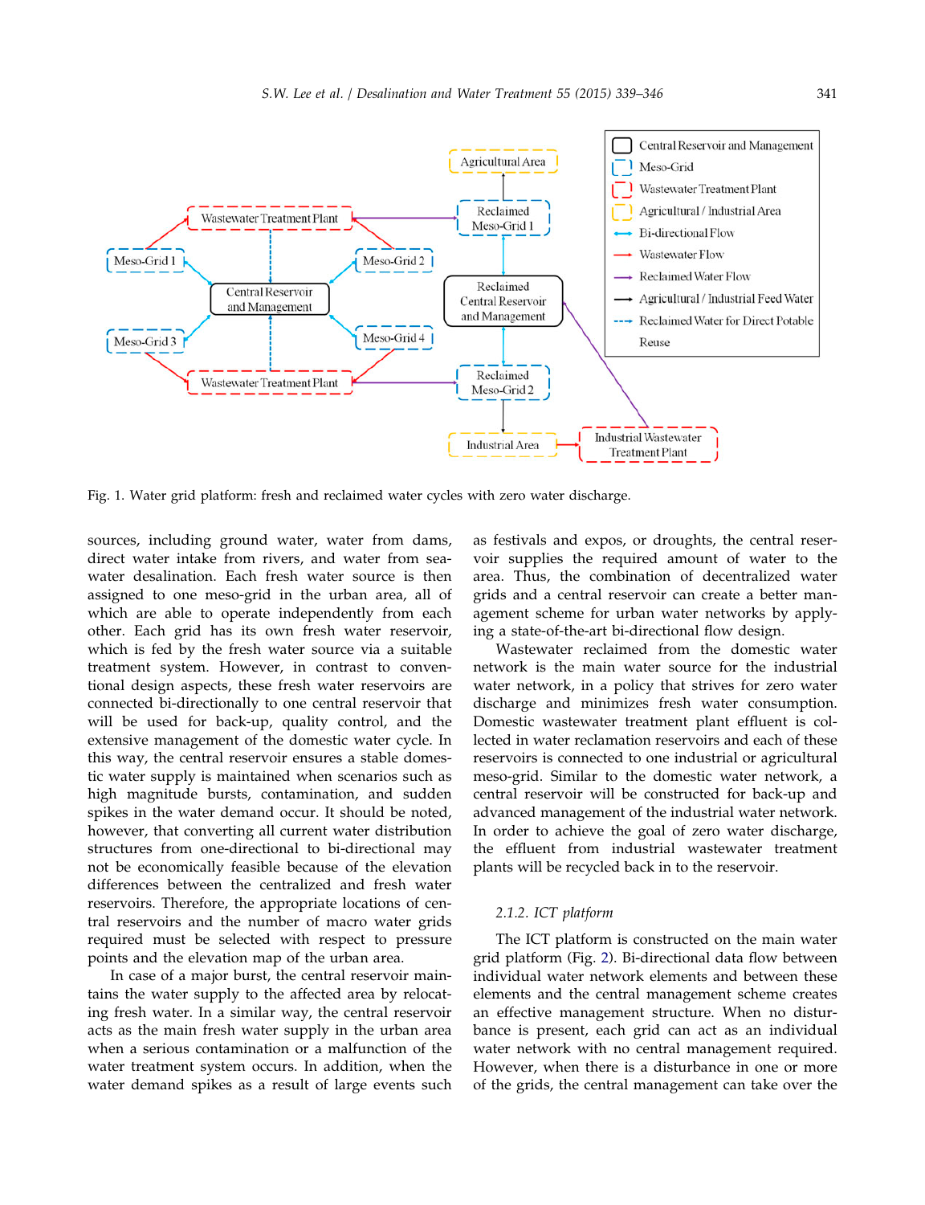Central Reservoir and Management
Meso-Grid
Wastewater Treatment Plant
Agricultural / Industrial Area
Bi-directional Flow
Wastewater Flow
Reclaimed Water Flow
Agricultural / Industrial Feed Water
Reclaimed Water for Direct Potable Reuse

Agricultural Area
Wastewater Treatment Plant
Reclaimed Meso-Grid 1
Meso-Grid 1
Meso-Grid 2
Central Reservoir and Management
Reclaimed Central Reservoir and Management
Meso-Grid 3
Meso-Grid 4
Wastewater Treatment Plant
Reclaimed Meso-Grid 2
Industrial Area
Industrial Wastewater Treatment Plant

Fig. 1. Water grid platform: fresh and reclaimed water cycles with zero water discharge.

sources, including ground water, water from dams, direct water intake from rivers, and water from seawater desalination. Each fresh water source is then assigned to one meso-grid in the urban area, all of which are able to operate independently from each other. Each grid has its own fresh water reservoir, which is fed by the fresh water source via a suitable treatment system. However, in contrast to conventional design aspects, these fresh water reservoirs are connected bi-directionally to one central reservoir that will be used for back-up, quality control, and the extensive management of the domestic water cycle. In this way, the central reservoir ensures a stable domestic water supply is maintained when scenarios such as high magnitude bursts, contamination, and sudden spikes in the water demand occur. It should be noted, however, that converting all current water distribution structures from one-directional to bi-directional may not be economically feasible because of the elevation differences between the centralized and fresh water reservoirs. Therefore, the appropriate locations of central reservoirs and the number of macro water grids required must be selected with respect to pressure points and the elevation map of the urban area.

In case of a major burst, the central reservoir maintains the water supply to the affected area by relocating fresh water. In a similar way, the central reservoir acts as the main fresh water supply in the urban area when a serious contamination or a malfunction of the water treatment system occurs. In addition, when the water demand spikes as a result of large events such as festivals and expos, or droughts, the central reservoir supplies the required amount of water to the area. Thus, the combination of decentralized water grids and a central reservoir can create a better management scheme for urban water networks by applying a state-of-the-art bi-directional flow design.

Wastewater reclaimed from the domestic water network is the main water source for the industrial water network, in a policy that strives for zero water discharge and minimizes fresh water consumption. Domestic wastewater treatment plant effluent is collected in water reclamation reservoirs and each of these reservoirs is connected to one industrial or agricultural meso-grid. Similar to the domestic water network, a central reservoir will be constructed for back-up and advanced management of the industrial water network. In order to achieve the goal of zero water discharge, the effluent from industrial wastewater treatment plants will be recycled back in to the reservoir.

### 2.1.2. ICT platform

The ICT platform is constructed on the main water grid platform (Fig. 2). Bi-directional data flow between individual water network elements and between these elements and the central management scheme creates an effective management structure. When no disturbance is present, each grid can act as an individual water network with no central management required. However, when there is a disturbance in one or more of the grids, the central management can take over the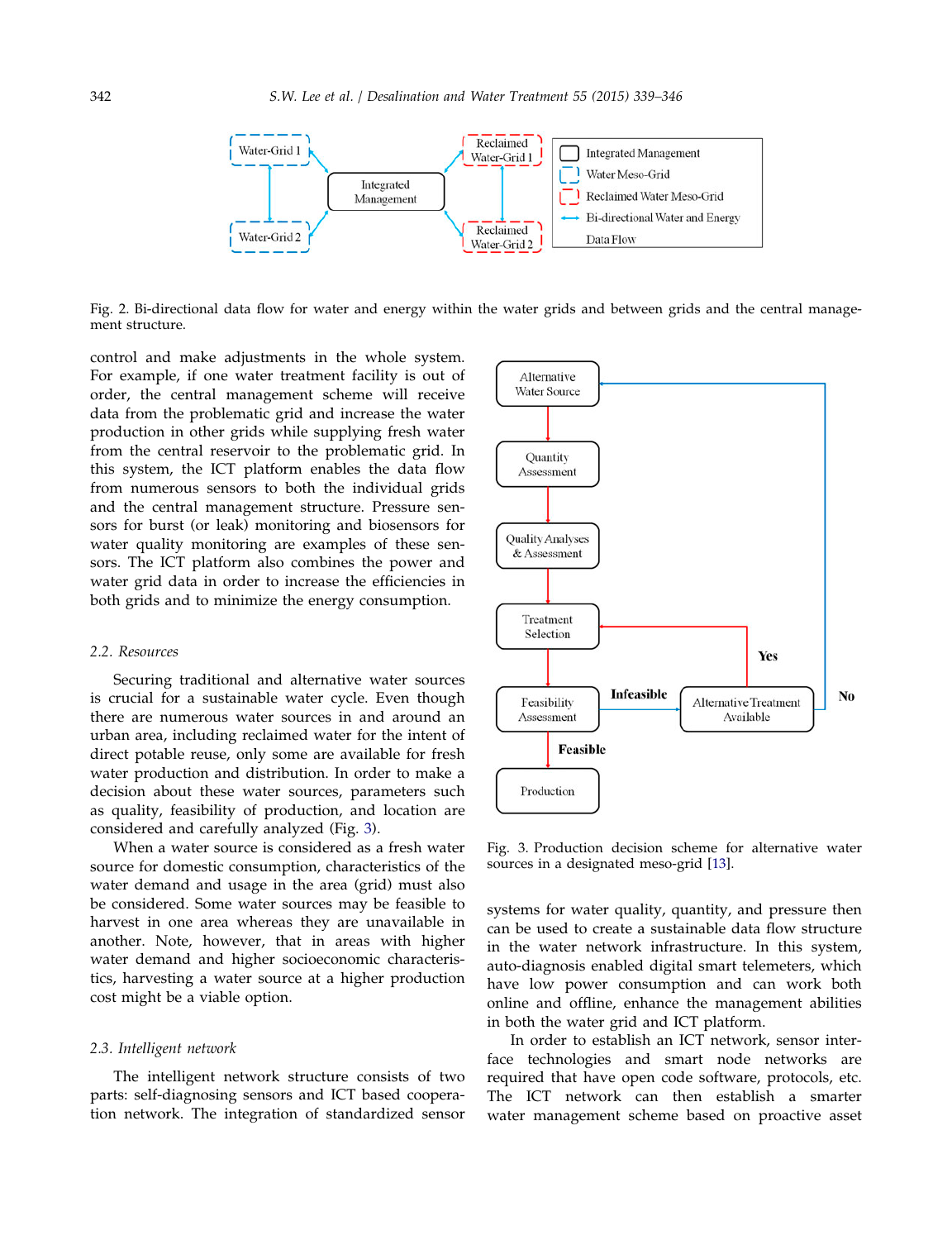Fig. 2. Bi-directional data flow for water and energy within the water grids and between grids and the central management structure.

control and make adjustments in the whole system. For example, if one water treatment facility is out of order, the central management scheme will receive data from the problematic grid and increase the water production in other grids while supplying fresh water from the central reservoir to the problematic grid. In this system, the ICT platform enables the data flow from numerous sensors to both the individual grids and the central management structure. Pressure sensors for burst (or leak) monitoring and biosensors for water quality monitoring are examples of these sensors. The ICT platform also combines the power and water grid data in order to increase the efficiencies in both grids and to minimize the energy consumption.

### 2.2. Resources

Securing traditional and alternative water sources is crucial for a sustainable water cycle. Even though there are numerous water sources in and around an urban area, including reclaimed water for the intent of direct potable reuse, only some are available for fresh water production and distribution. In order to make a decision about these water sources, parameters such as quality, feasibility of production, and location are considered and carefully analyzed (Fig. 3).

When a water source is considered as a fresh water source for domestic consumption, characteristics of the water demand and usage in the area (grid) must also be considered. Some water sources may be feasible to harvest in one area whereas they are unavailable in another. Note, however, that in areas with higher water demand and higher socioeconomic characteristics, harvesting a water source at a higher production cost might be a viable option.

### 2.3. Intelligent network

The intelligent network structure consists of two parts: self-diagnosing sensors and ICT based cooperation network. The integration of standardized sensor systems for water quality, quantity, and pressure then can be used to create a sustainable data flow structure in the water network infrastructure. In this system, auto-diagnosis enabled digital smart telemeters, which have low power consumption and can work both online and offline, enhance the management abilities in both the water grid and ICT platform.

In order to establish an ICT network, sensor interface technologies and smart node networks are required that have open code software, protocols, etc. The ICT network can then establish a smarter water management scheme based on proactive asset

Fig. 3. Production decision scheme for alternative water sources in a designated meso-grid [13].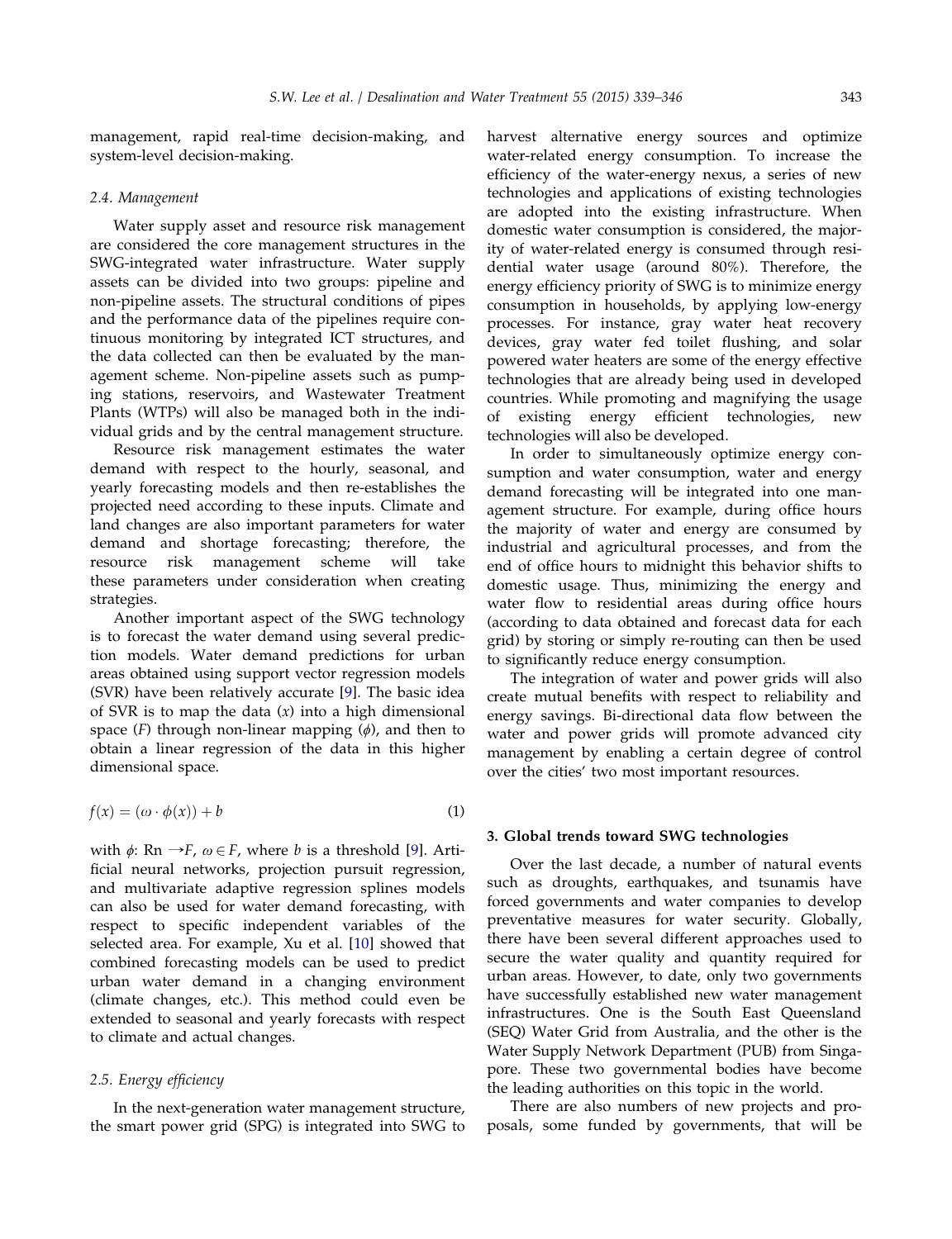management, rapid real-time decision-making, and system-level decision-making.

### 2.4. Management

Water supply asset and resource risk management are considered the core management structures in the SWG-integrated water infrastructure. Water supply assets can be divided into two groups: pipeline and non-pipeline assets. The structural conditions of pipes and the performance data of the pipelines require continuous monitoring by integrated ICT structures, and the data collected can then be evaluated by the management scheme. Non-pipeline assets such as pumping stations, reservoirs, and Wastewater Treatment Plants (WTPs) will also be managed both in the individual grids and by the central management structure.

Resource risk management estimates the water demand with respect to the hourly, seasonal, and yearly forecasting models and then re-establishes the projected need according to these inputs. Climate and land changes are also important parameters for water demand and shortage forecasting; therefore, the resource risk management scheme will take these parameters under consideration when creating strategies.

Another important aspect of the SWG technology is to forecast the water demand using several prediction models. Water demand predictions for urban areas obtained using support vector regression models (SVR) have been relatively accurate [9]. The basic idea of SVR is to map the data ($x$) into a high dimensional space ($F$) through non-linear mapping ($\phi$), and then to obtain a linear regression of the data in this higher dimensional space.

$$f(x) = (\omega \cdot \phi(x)) + b \tag{1}$$

with $\phi$: Rn $\rightarrow F$, $\omega \in F$, where $b$ is a threshold [9]. Artificial neural networks, projection pursuit regression, and multivariate adaptive regression splines models can also be used for water demand forecasting, with respect to specific independent variables of the selected area. For example, Xu et al. [10] showed that combined forecasting models can be used to predict urban water demand in a changing environment (climate changes, etc.). This method could even be extended to seasonal and yearly forecasts with respect to climate and actual changes.

### 2.5. Energy efficiency

In the next-generation water management structure, the smart power grid (SPG) is integrated into SWG to harvest alternative energy sources and optimize water-related energy consumption. To increase the efficiency of the water-energy nexus, a series of new technologies and applications of existing technologies are adopted into the existing infrastructure. When domestic water consumption is considered, the majority of water-related energy is consumed through residential water usage (around 80%). Therefore, the energy efficiency priority of SWG is to minimize energy consumption in households, by applying low-energy processes. For instance, gray water heat recovery devices, gray water fed toilet flushing, and solar powered water heaters are some of the energy effective technologies that are already being used in developed countries. While promoting and magnifying the usage of existing energy efficient technologies, new technologies will also be developed.

In order to simultaneously optimize energy consumption and water consumption, water and energy demand forecasting will be integrated into one management structure. For example, during office hours the majority of water and energy are consumed by industrial and agricultural processes, and from the end of office hours to midnight this behavior shifts to domestic usage. Thus, minimizing the energy and water flow to residential areas during office hours (according to data obtained and forecast data for each grid) by storing or simply re-routing can then be used to significantly reduce energy consumption.

The integration of water and power grids will also create mutual benefits with respect to reliability and energy savings. Bi-directional data flow between the water and power grids will promote advanced city management by enabling a certain degree of control over the cities' two most important resources.

## 3. Global trends toward SWG technologies

Over the last decade, a number of natural events such as droughts, earthquakes, and tsunamis have forced governments and water companies to develop preventative measures for water security. Globally, there have been several different approaches used to secure the water quality and quantity required for urban areas. However, to date, only two governments have successfully established new water management infrastructures. One is the South East Queensland (SEQ) Water Grid from Australia, and the other is the Water Supply Network Department (PUB) from Singapore. These two governmental bodies have become the leading authorities on this topic in the world.

There are also numbers of new projects and proposals, some funded by governments, that will be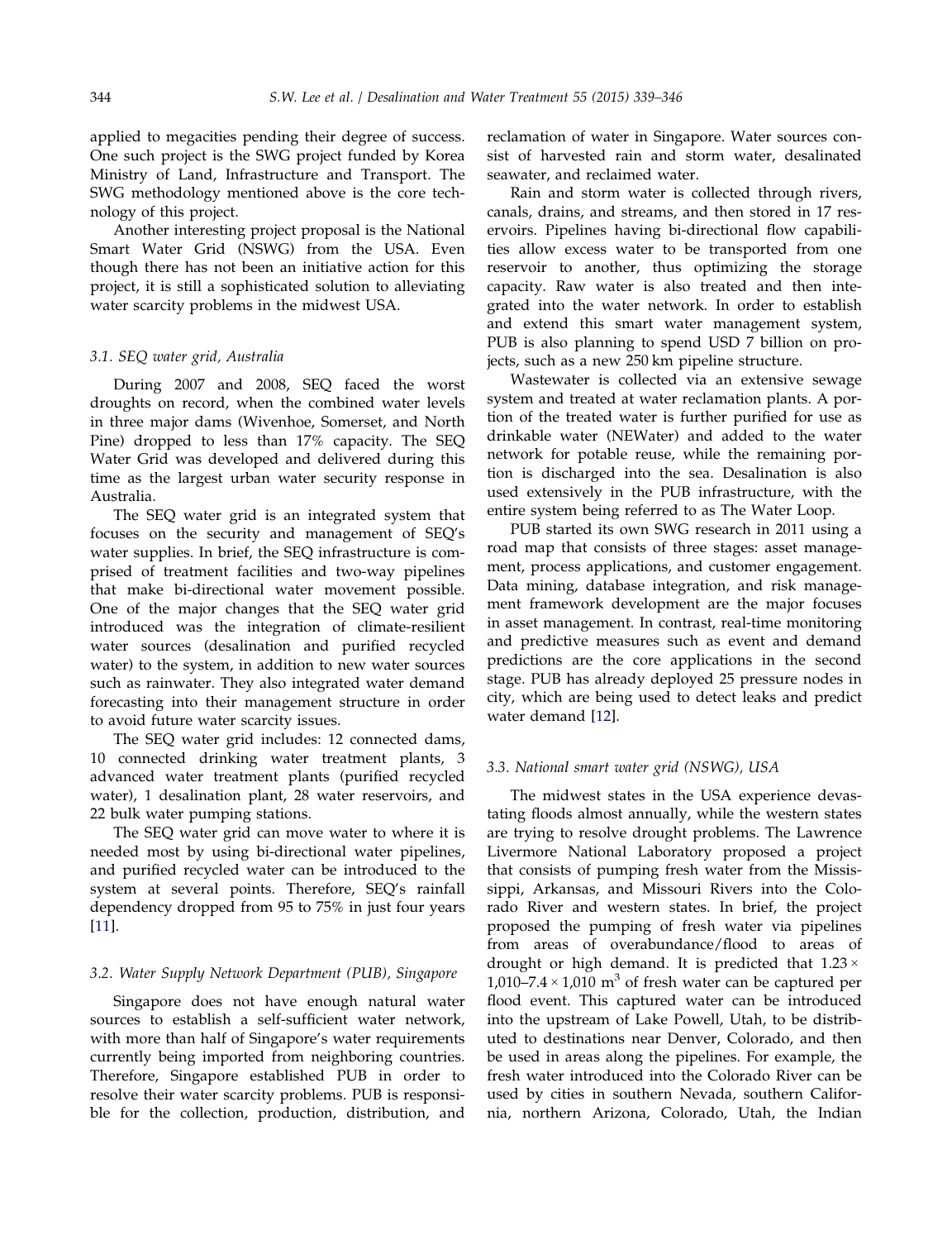applied to megacities pending their degree of success. One such project is the SWG project funded by Korea Ministry of Land, Infrastructure and Transport. The SWG methodology mentioned above is the core technology of this project.

Another interesting project proposal is the National Smart Water Grid (NSWG) from the USA. Even though there has not been an initiative action for this project, it is still a sophisticated solution to alleviating water scarcity problems in the midwest USA.

### 3.1. SEQ water grid, Australia

During 2007 and 2008, SEQ faced the worst droughts on record, when the combined water levels in three major dams (Wivenhoe, Somerset, and North Pine) dropped to less than 17% capacity. The SEQ Water Grid was developed and delivered during this time as the largest urban water security response in Australia.

The SEQ water grid is an integrated system that focuses on the security and management of SEQ's water supplies. In brief, the SEQ infrastructure is comprised of treatment facilities and two-way pipelines that make bi-directional water movement possible. One of the major changes that the SEQ water grid introduced was the integration of climate-resilient water sources (desalination and purified recycled water) to the system, in addition to new water sources such as rainwater. They also integrated water demand forecasting into their management structure in order to avoid future water scarcity issues.

The SEQ water grid includes: 12 connected dams, 10 connected drinking water treatment plants, 3 advanced water treatment plants (purified recycled water), 1 desalination plant, 28 water reservoirs, and 22 bulk water pumping stations.

The SEQ water grid can move water to where it is needed most by using bi-directional water pipelines, and purified recycled water can be introduced to the system at several points. Therefore, SEQ's rainfall dependency dropped from 95 to 75% in just four years [11].

### 3.2. Water Supply Network Department (PUB), Singapore

Singapore does not have enough natural water sources to establish a self-sufficient water network, with more than half of Singapore's water requirements currently being imported from neighboring countries. Therefore, Singapore established PUB in order to resolve their water scarcity problems. PUB is responsible for the collection, production, distribution, and reclamation of water in Singapore. Water sources consist of harvested rain and storm water, desalinated seawater, and reclaimed water.

Rain and storm water is collected through rivers, canals, drains, and streams, and then stored in 17 reservoirs. Pipelines having bi-directional flow capabilities allow excess water to be transported from one reservoir to another, thus optimizing the storage capacity. Raw water is also treated and then integrated into the water network. In order to establish and extend this smart water management system, PUB is also planning to spend USD 7 billion on projects, such as a new 250 km pipeline structure.

Wastewater is collected via an extensive sewage system and treated at water reclamation plants. A portion of the treated water is further purified for use as drinkable water (NEWater) and added to the water network for potable reuse, while the remaining portion is discharged into the sea. Desalination is also used extensively in the PUB infrastructure, with the entire system being referred to as The Water Loop.

PUB started its own SWG research in 2011 using a road map that consists of three stages: asset management, process applications, and customer engagement. Data mining, database integration, and risk management framework development are the major focuses in asset management. In contrast, real-time monitoring and predictive measures such as event and demand predictions are the core applications in the second stage. PUB has already deployed 25 pressure nodes in city, which are being used to detect leaks and predict water demand [12].

### 3.3. National smart water grid (NSWG), USA

The midwest states in the USA experience devastating floods almost annually, while the western states are trying to resolve drought problems. The Lawrence Livermore National Laboratory proposed a project that consists of pumping fresh water from the Mississippi, Arkansas, and Missouri Rivers into the Colorado River and western states. In brief, the project proposed the pumping of fresh water via pipelines from areas of overabundance/flood to areas of drought or high demand. It is predicted that $1.23 \times 1{,}010$–$7.4 \times 1{,}010$ $m^3$ of fresh water can be captured per flood event. This captured water can be introduced into the upstream of Lake Powell, Utah, to be distributed to destinations near Denver, Colorado, and then be used in areas along the pipelines. For example, the fresh water introduced into the Colorado River can be used by cities in southern Nevada, southern California, northern Arizona, Colorado, Utah, the Indian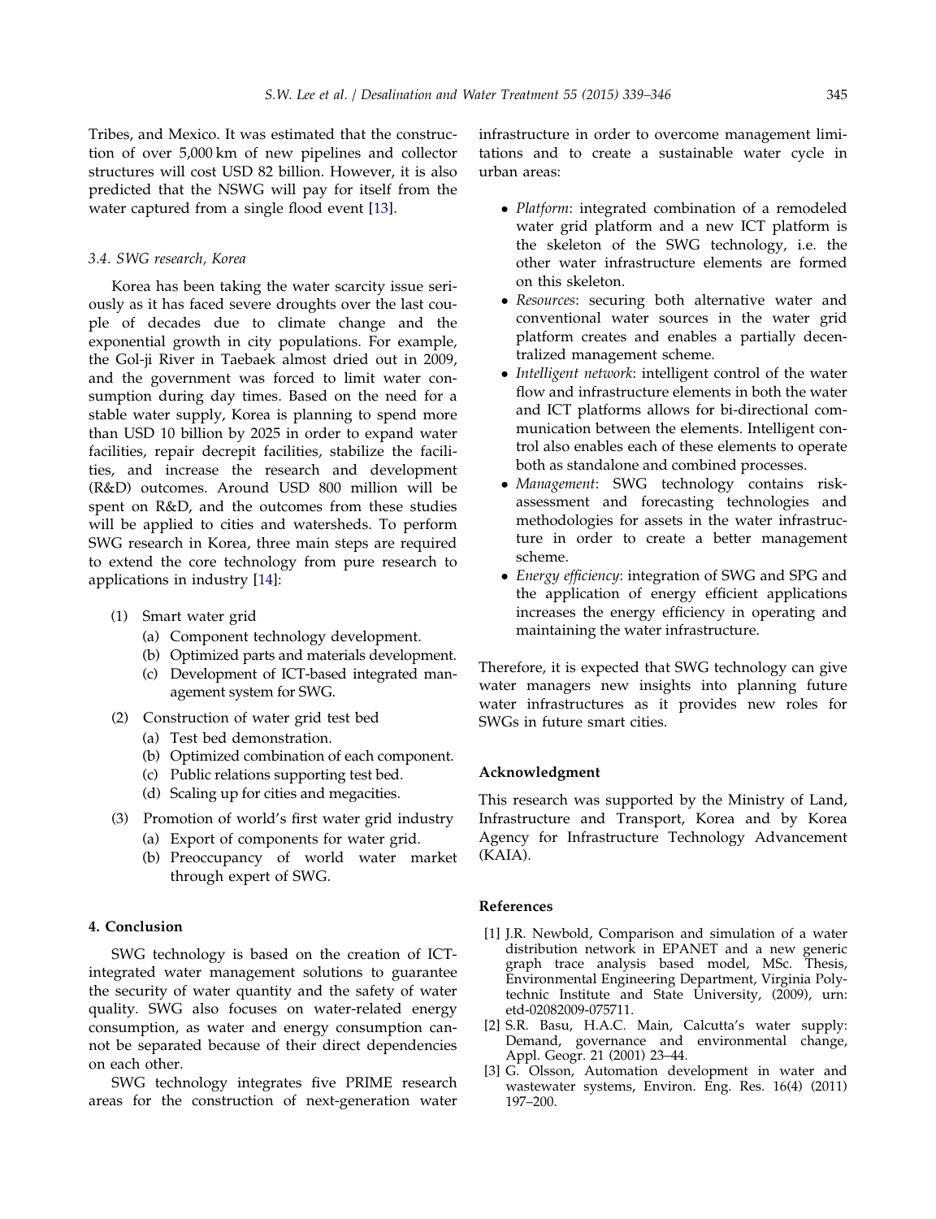Tribes, and Mexico. It was estimated that the construction of over 5,000 km of new pipelines and collector structures will cost USD 82 billion. However, it is also predicted that the NSWG will pay for itself from the water captured from a single flood event [13].

### 3.4. SWG research, Korea

Korea has been taking the water scarcity issue seriously as it has faced severe droughts over the last couple of decades due to climate change and the exponential growth in city populations. For example, the Gol-ji River in Taebaek almost dried out in 2009, and the government was forced to limit water consumption during day times. Based on the need for a stable water supply, Korea is planning to spend more than USD 10 billion by 2025 in order to expand water facilities, repair decrepit facilities, stabilize the facilities, and increase the research and development (R&D) outcomes. Around USD 800 million will be spent on R&D, and the outcomes from these studies will be applied to cities and watersheds. To perform SWG research in Korea, three main steps are required to extend the core technology from pure research to applications in industry [14]:

(1) Smart water grid
   (a) Component technology development.
   (b) Optimized parts and materials development.
   (c) Development of ICT-based integrated management system for SWG.

(2) Construction of water grid test bed
   (a) Test bed demonstration.
   (b) Optimized combination of each component.
   (c) Public relations supporting test bed.
   (d) Scaling up for cities and megacities.

(3) Promotion of world's first water grid industry
   (a) Export of components for water grid.
   (b) Preoccupancy of world water market through expert of SWG.

## 4. Conclusion

SWG technology is based on the creation of ICT-integrated water management solutions to guarantee the security of water quantity and the safety of water quality. SWG also focuses on water-related energy consumption, as water and energy consumption cannot be separated because of their direct dependencies on each other.

SWG technology integrates five PRIME research areas for the construction of next-generation water infrastructure in order to overcome management limitations and to create a sustainable water cycle in urban areas:

- *Platform*: integrated combination of a remodeled water grid platform and a new ICT platform is the skeleton of the SWG technology, i.e. the other water infrastructure elements are formed on this skeleton.
- *Resources*: securing both alternative water and conventional water sources in the water grid platform creates and enables a partially decentralized management scheme.
- *Intelligent network*: intelligent control of the water flow and infrastructure elements in both the water and ICT platforms allows for bi-directional communication between the elements. Intelligent control also enables each of these elements to operate both as standalone and combined processes.
- *Management*: SWG technology contains risk-assessment and forecasting technologies and methodologies for assets in the water infrastructure in order to create a better management scheme.
- *Energy efficiency*: integration of SWG and SPG and the application of energy efficient applications increases the energy efficiency in operating and maintaining the water infrastructure.

Therefore, it is expected that SWG technology can give water managers new insights into planning future water infrastructures as it provides new roles for SWGs in future smart cities.

## Acknowledgment

This research was supported by the Ministry of Land, Infrastructure and Transport, Korea and by Korea Agency for Infrastructure Technology Advancement (KAIA).

## References

[1] J.R. Newbold, Comparison and simulation of a water distribution network in EPANET and a new generic graph trace analysis based model, MSc. Thesis, Environmental Engineering Department, Virginia Polytechnic Institute and State University, (2009), urn: etd-02082009-075711.

[2] S.R. Basu, H.A.C. Main, Calcutta's water supply: Demand, governance and environmental change, Appl. Geogr. 21 (2001) 23–44.

[3] G. Olsson, Automation development in water and wastewater systems, Environ. Eng. Res. 16(4) (2011) 197–200.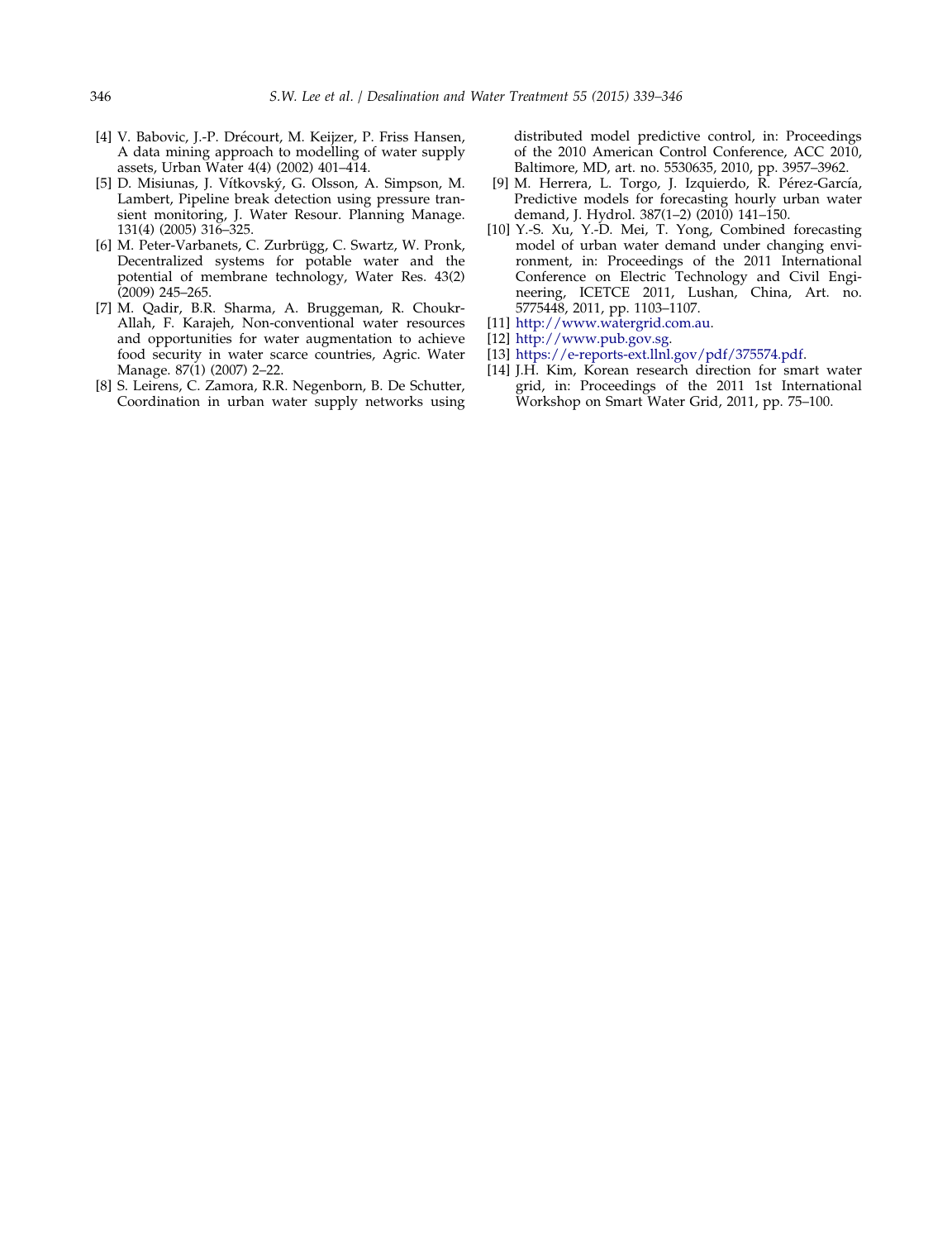[4] V. Babovic, J.-P. Drécourt, M. Keijzer, P. Friss Hansen, A data mining approach to modelling of water supply assets, Urban Water 4(4) (2002) 401–414.

[5] D. Misiunas, J. Vítkovský, G. Olsson, A. Simpson, M. Lambert, Pipeline break detection using pressure transient monitoring, J. Water Resour. Planning Manage. 131(4) (2005) 316–325.

[6] M. Peter-Varbanets, C. Zurbrügg, C. Swartz, W. Pronk, Decentralized systems for potable water and the potential of membrane technology, Water Res. 43(2) (2009) 245–265.

[7] M. Qadir, B.R. Sharma, A. Bruggeman, R. Choukr-Allah, F. Karajeh, Non-conventional water resources and opportunities for water augmentation to achieve food security in water scarce countries, Agric. Water Manage. 87(1) (2007) 2–22.

[8] S. Leirens, C. Zamora, R.R. Negenborn, B. De Schutter, Coordination in urban water supply networks using distributed model predictive control, in: Proceedings of the 2010 American Control Conference, ACC 2010, Baltimore, MD, art. no. 5530635, 2010, pp. 3957–3962.

[9] M. Herrera, L. Torgo, J. Izquierdo, R. Pérez-García, Predictive models for forecasting hourly urban water demand, J. Hydrol. 387(1–2) (2010) 141–150.

[10] Y.-S. Xu, Y.-D. Mei, T. Yong, Combined forecasting model of urban water demand under changing environment, in: Proceedings of the 2011 International Conference on Electric Technology and Civil Engineering, ICETCE 2011, Lushan, China, Art. no. 5775448, 2011, pp. 1103–1107.

[11] http://www.watergrid.com.au.

[12] http://www.pub.gov.sg.

[13] https://e-reports-ext.llnl.gov/pdf/375574.pdf.

[14] J.H. Kim, Korean research direction for smart water grid, in: Proceedings of the 2011 1st International Workshop on Smart Water Grid, 2011, pp. 75–100.